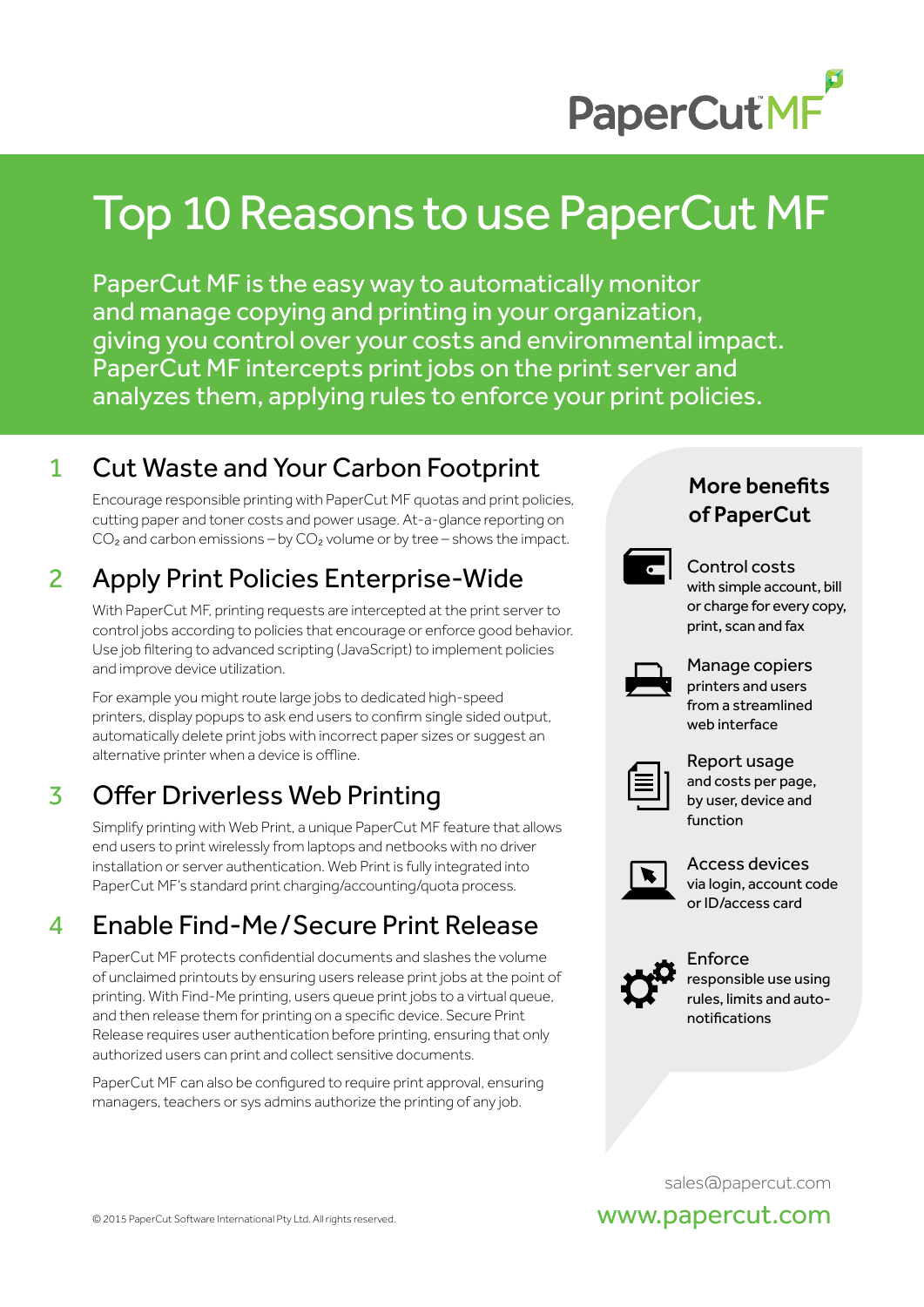PaperCut MF

# Top 10 Reasons to use PaperCut MF

PaperCut MF is the easy way to automatically monitor and manage copying and printing in your organization, giving you control over your costs and environmental impact. PaperCut MF intercepts print jobs on the print server and analyzes them, applying rules to enforce your print policies.

## 1 Cut Waste and Your Carbon Footprint

Encourage responsible printing with PaperCut MF quotas and print policies, cutting paper and toner costs and power usage. At-a-glance reporting on $CO_2$ and carbon emissions – by $CO_2$ volume or by tree – shows the impact.

## 2 Apply Print Policies Enterprise-Wide

With PaperCut MF, printing requests are intercepted at the print server to control jobs according to policies that encourage or enforce good behavior. Use job filtering to advanced scripting (JavaScript) to implement policies and improve device utilization.

For example you might route large jobs to dedicated high-speed printers, display popups to ask end users to confirm single sided output, automatically delete print jobs with incorrect paper sizes or suggest an alternative printer when a device is offline.

## 3 Offer Driverless Web Printing

Simplify printing with Web Print, a unique PaperCut MF feature that allows end users to print wirelessly from laptops and netbooks with no driver installation or server authentication. Web Print is fully integrated into PaperCut MF's standard print charging/accounting/quota process.

## 4 Enable Find-Me / Secure Print Release

PaperCut MF protects confidential documents and slashes the volume of unclaimed printouts by ensuring users release print jobs at the point of printing. With Find-Me printing, users queue print jobs to a virtual queue, and then release them for printing on a specific device. Secure Print Release requires user authentication before printing, ensuring that only authorized users can print and collect sensitive documents.

PaperCut MF can also be configured to require print approval, ensuring managers, teachers or sys admins authorize the printing of any job.

### More benefits of PaperCut

- **Control costs** with simple account, bill or charge for every copy, print, scan and fax
- **Manage copiers** printers and users from a streamlined web interface
- **Report usage** and costs per page, by user, device and function
- **Access devices** via login, account code or ID/access card
- **Enforce** responsible use using rules, limits and auto-notifications

sales@papercut.com

www.papercut.com

© 2015 PaperCut Software International Pty Ltd. All rights reserved.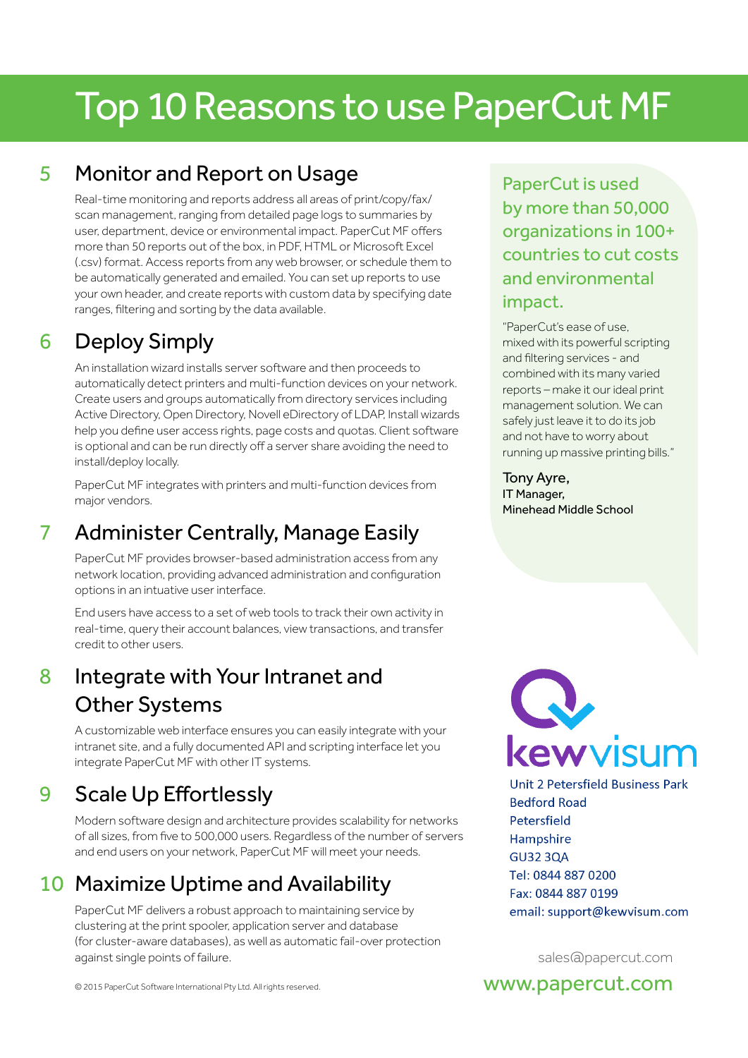# Top 10 Reasons to use PaperCut MF

## 5 Monitor and Report on Usage

Real-time monitoring and reports address all areas of print/copy/fax/scan management, ranging from detailed page logs to summaries by user, department, device or environmental impact. PaperCut MF offers more than 50 reports out of the box, in PDF, HTML or Microsoft Excel (.csv) format. Access reports from any web browser, or schedule them to be automatically generated and emailed. You can set up reports to use your own header, and create reports with custom data by specifying date ranges, filtering and sorting by the data available.

## 6 Deploy Simply

An installation wizard installs server software and then proceeds to automatically detect printers and multi-function devices on your network. Create users and groups automatically from directory services including Active Directory, Open Directory, Novell eDirectory of LDAP, Install wizards help you define user access rights, page costs and quotas. Client software is optional and can be run directly off a server share avoiding the need to install/deploy locally.

PaperCut MF integrates with printers and multi-function devices from major vendors.

## 7 Administer Centrally, Manage Easily

PaperCut MF provides browser-based administration access from any network location, providing advanced administration and configuration options in an intuative user interface.

End users have access to a set of web tools to track their own activity in real-time, query their account balances, view transactions, and transfer credit to other users.

## 8 Integrate with Your Intranet and Other Systems

A customizable web interface ensures you can easily integrate with your intranet site, and a fully documented API and scripting interface let you integrate PaperCut MF with other IT systems.

## 9 Scale Up Effortlessly

Modern software design and architecture provides scalability for networks of all sizes, from five to 500,000 users. Regardless of the number of servers and end users on your network, PaperCut MF will meet your needs.

## 10 Maximize Uptime and Availability

PaperCut MF delivers a robust approach to maintaining service by clustering at the print spooler, application server and database (for cluster-aware databases), as well as automatic fail-over protection against single points of failure.

PaperCut is used by more than 50,000 organizations in 100+ countries to cut costs and environmental impact.

"PaperCut's ease of use, mixed with its powerful scripting and filtering services - and combined with its many varied reports – make it our ideal print management solution. We can safely just leave it to do its job and not have to worry about running up massive printing bills."

Tony Ayre,
IT Manager,
Minehead Middle School

kewvisum
Unit 2 Petersfield Business Park
Bedford Road
Petersfield
Hampshire
GU32 3QA
Tel: 0844 887 0200
Fax: 0844 887 0199
email: support@kewvisum.com

sales@papercut.com
www.papercut.com

© 2015 PaperCut Software International Pty Ltd. All rights reserved.